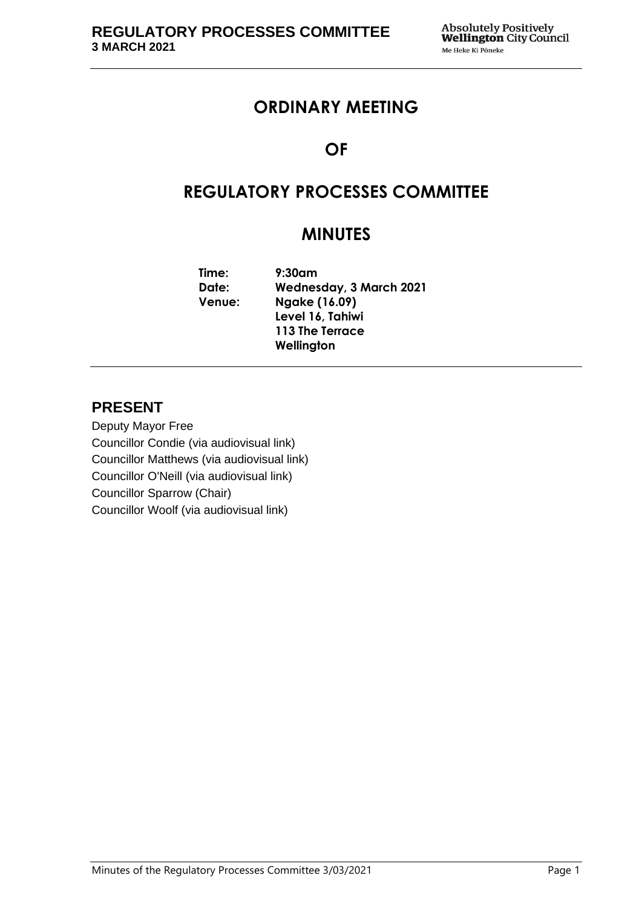# ORDINARY MEETING

# OF

# REGULATORY PROCESSES COMMITTEE

# MINUTES

**Time:** 9:30am
**Date:** Wednesday, 3 March 2021
**Venue:** Ngake (16.09)
Level 16, Tahiwi
113 The Terrace
Wellington

## PRESENT

Deputy Mayor Free
Councillor Condie (via audiovisual link)
Councillor Matthews (via audiovisual link)
Councillor O'Neill (via audiovisual link)
Councillor Sparrow (Chair)
Councillor Woolf (via audiovisual link)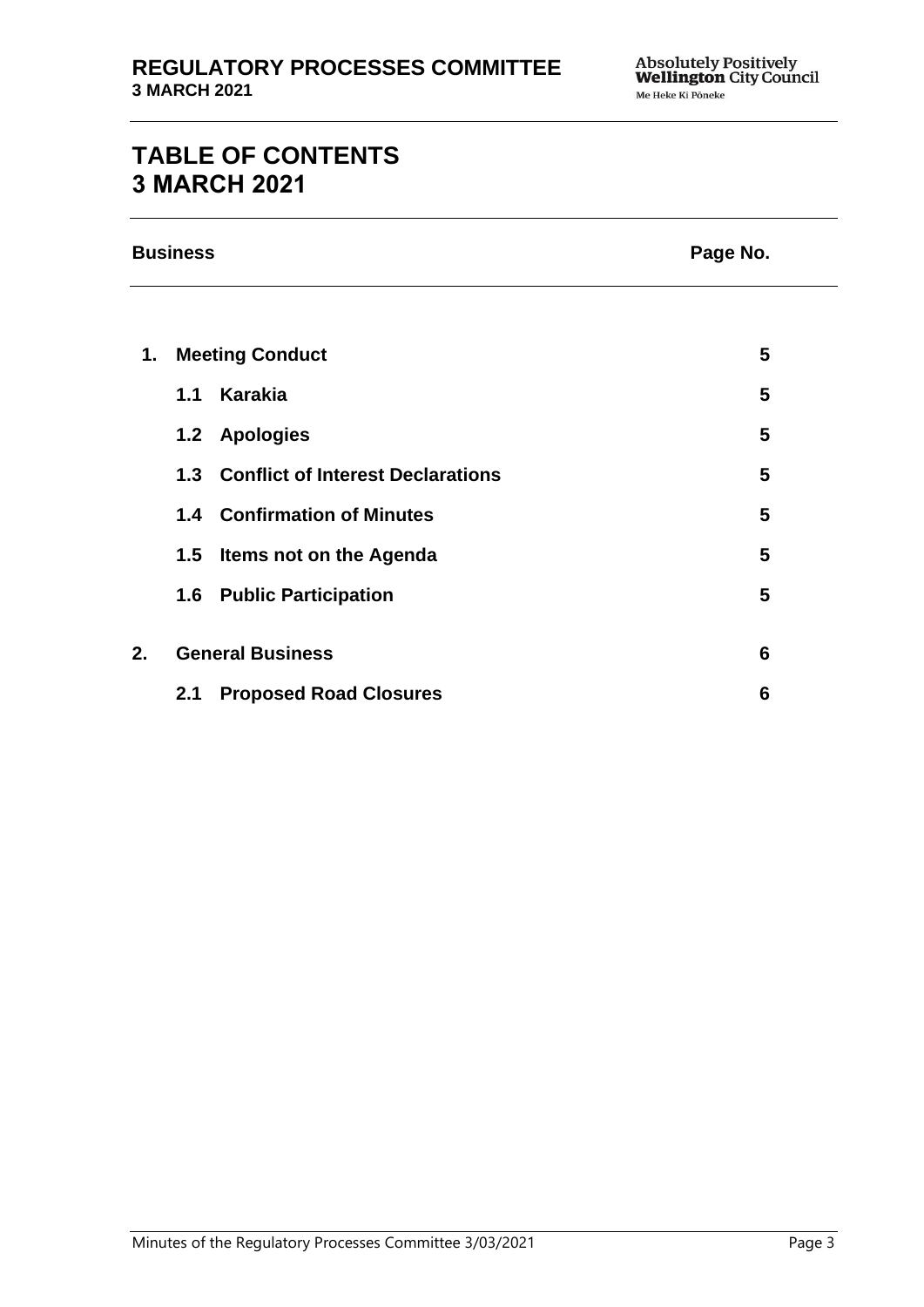# TABLE OF CONTENTS
# 3 MARCH 2021

| Business | | Page No. |
|---|---|---|
| **1.** | **Meeting Conduct** | **5** |
| | **1.1 Karakia** | **5** |
| | **1.2 Apologies** | **5** |
| | **1.3 Conflict of Interest Declarations** | **5** |
| | **1.4 Confirmation of Minutes** | **5** |
| | **1.5 Items not on the Agenda** | **5** |
| | **1.6 Public Participation** | **5** |
| **2.** | **General Business** | **6** |
| | **2.1 Proposed Road Closures** | **6** |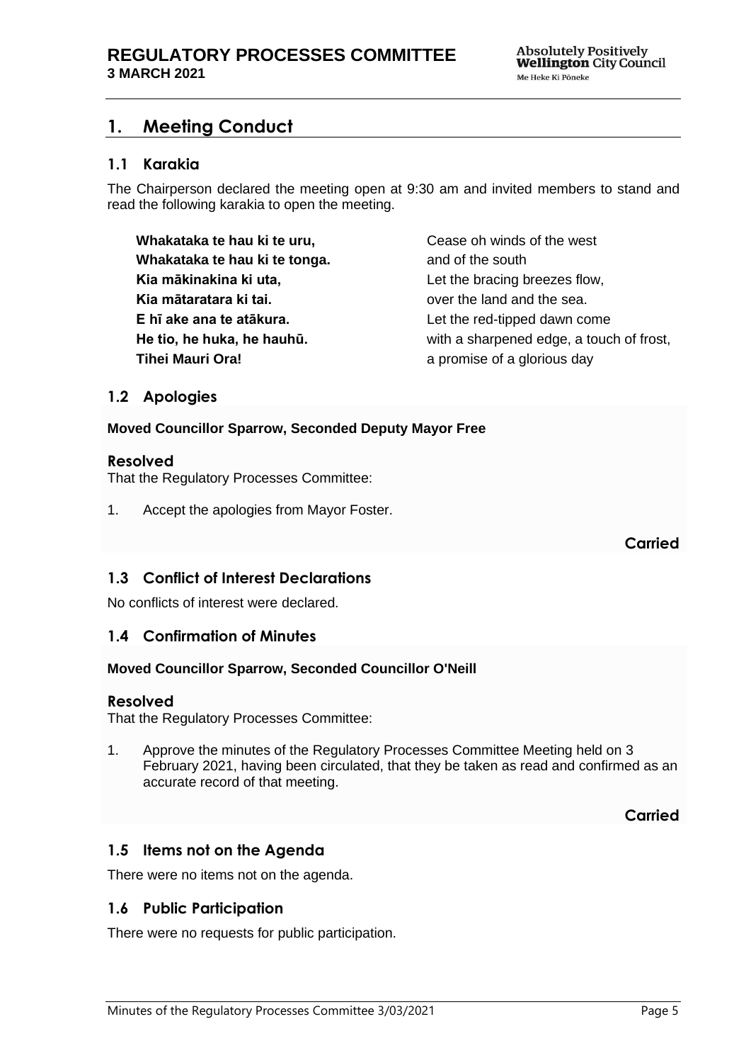# 1. Meeting Conduct

## 1.1 Karakia

The Chairperson declared the meeting open at 9:30 am and invited members to stand and read the following karakia to open the meeting.

| | |
|---|---|
| **Whakataka te hau ki te uru,** | Cease oh winds of the west |
| **Whakataka te hau ki te tonga.** | and of the south |
| **Kia mākinakina ki uta,** | Let the bracing breezes flow, |
| **Kia mātaratara ki tai.** | over the land and the sea. |
| **E hī ake ana te atākura.** | Let the red-tipped dawn come |
| **He tio, he huka, he hauhū.** | with a sharpened edge, a touch of frost, |
| **Tihei Mauri Ora!** | a promise of a glorious day |

## 1.2 Apologies

**Moved Councillor Sparrow, Seconded Deputy Mayor Free**

### Resolved

That the Regulatory Processes Committee:

1. Accept the apologies from Mayor Foster.

**Carried**

## 1.3 Conflict of Interest Declarations

No conflicts of interest were declared.

## 1.4 Confirmation of Minutes

**Moved Councillor Sparrow, Seconded Councillor O'Neill**

### Resolved

That the Regulatory Processes Committee:

1. Approve the minutes of the Regulatory Processes Committee Meeting held on 3 February 2021, having been circulated, that they be taken as read and confirmed as an accurate record of that meeting.

**Carried**

## 1.5 Items not on the Agenda

There were no items not on the agenda.

## 1.6 Public Participation

There were no requests for public participation.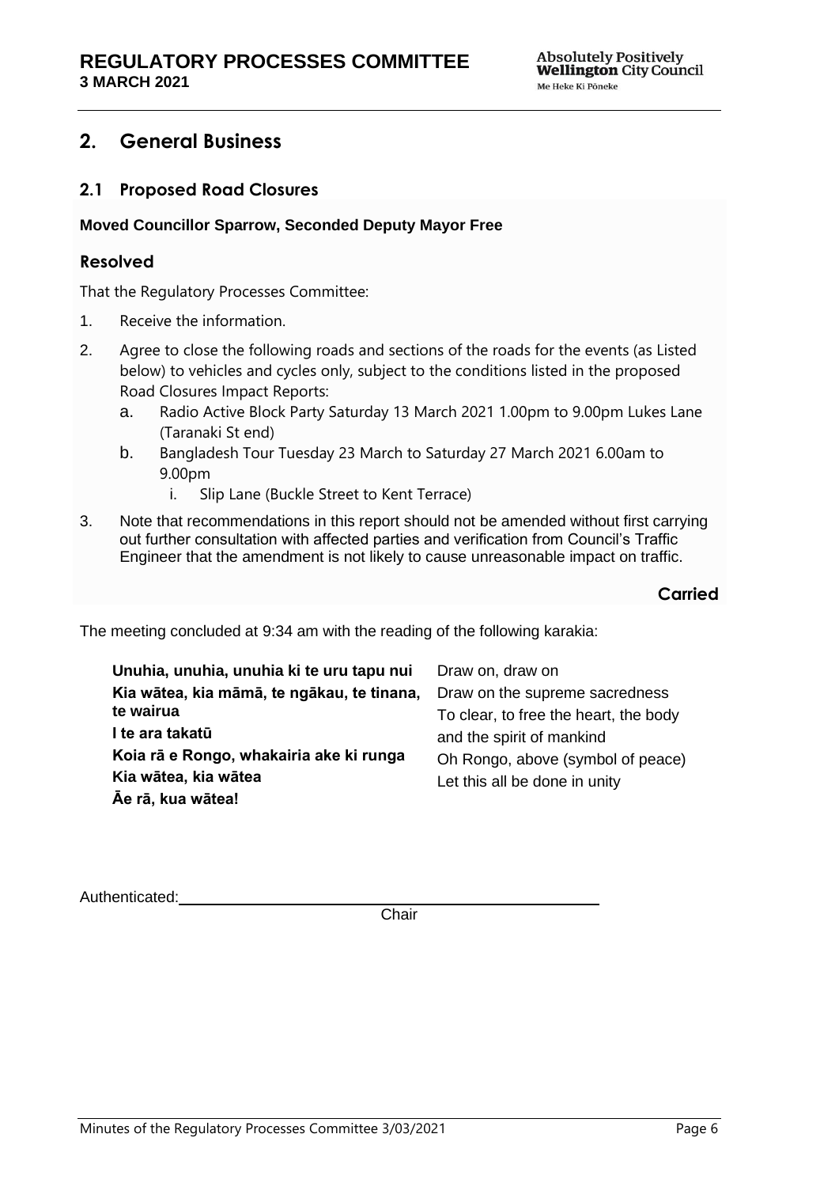## 2. General Business

### 2.1 Proposed Road Closures

**Moved Councillor Sparrow, Seconded Deputy Mayor Free**

### Resolved

That the Regulatory Processes Committee:

1. Receive the information.
2. Agree to close the following roads and sections of the roads for the events (as Listed below) to vehicles and cycles only, subject to the conditions listed in the proposed Road Closures Impact Reports:
   a. Radio Active Block Party Saturday 13 March 2021 1.00pm to 9.00pm Lukes Lane (Taranaki St end)
   b. Bangladesh Tour Tuesday 23 March to Saturday 27 March 2021 6.00am to 9.00pm
      i. Slip Lane (Buckle Street to Kent Terrace)
3. Note that recommendations in this report should not be amended without first carrying out further consultation with affected parties and verification from Council's Traffic Engineer that the amendment is not likely to cause unreasonable impact on traffic.

**Carried**

The meeting concluded at 9:34 am with the reading of the following karakia:

| | |
|---|---|
| **Unuhia, unuhia, unuhia ki te uru tapu nui** | Draw on, draw on |
| **Kia wātea, kia māmā, te ngākau, te tinana, te wairua** | Draw on the supreme sacredness |
| **I te ara takatū** | To clear, to free the heart, the body |
| **Koia rā e Rongo, whakairia ake ki runga** | and the spirit of mankind |
| **Kia wātea, kia wātea** | Oh Rongo, above (symbol of peace) |
| **Āe rā, kua wātea!** | Let this all be done in unity |

Authenticated: ____________________________________
Chair